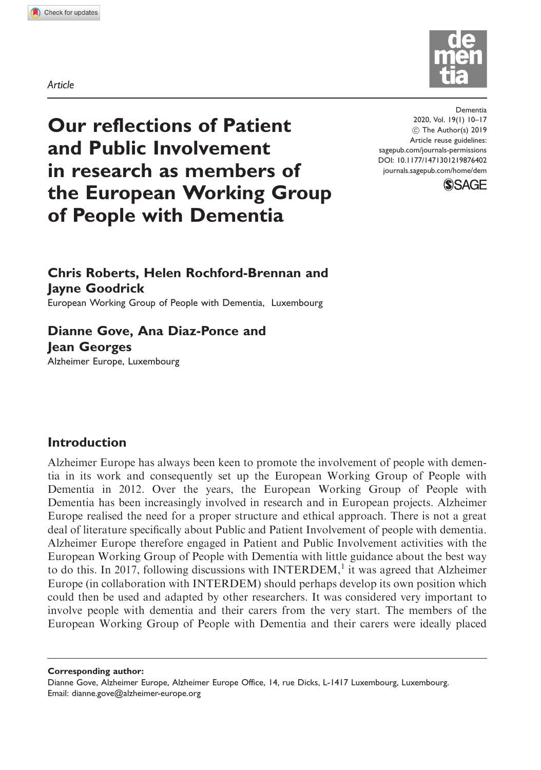Article

# Our reflections of Patient and Public Involvement in research as members of the European Working Group of People with Dementia

**Chris Roberts, Helen Rochford-Brennan and Jayne Goodrick**
European Working Group of People with Dementia, Luxembourg

**Dianne Gove, Ana Diaz-Ponce and Jean Georges**
Alzheimer Europe, Luxembourg

## Introduction

Alzheimer Europe has always been keen to promote the involvement of people with dementia in its work and consequently set up the European Working Group of People with Dementia in 2012. Over the years, the European Working Group of People with Dementia has been increasingly involved in research and in European projects. Alzheimer Europe realised the need for a proper structure and ethical approach. There is not a great deal of literature specifically about Public and Patient Involvement of people with dementia. Alzheimer Europe therefore engaged in Patient and Public Involvement activities with the European Working Group of People with Dementia with little guidance about the best way to do this. In 2017, following discussions with INTERDEM,[1] it was agreed that Alzheimer Europe (in collaboration with INTERDEM) should perhaps develop its own position which could then be used and adapted by other researchers. It was considered very important to involve people with dementia and their carers from the very start. The members of the European Working Group of People with Dementia and their carers were ideally placed

**Corresponding author:**
Dianne Gove, Alzheimer Europe, Alzheimer Europe Office, 14, rue Dicks, L-1417 Luxembourg, Luxembourg.
Email: dianne.gove@alzheimer-europe.org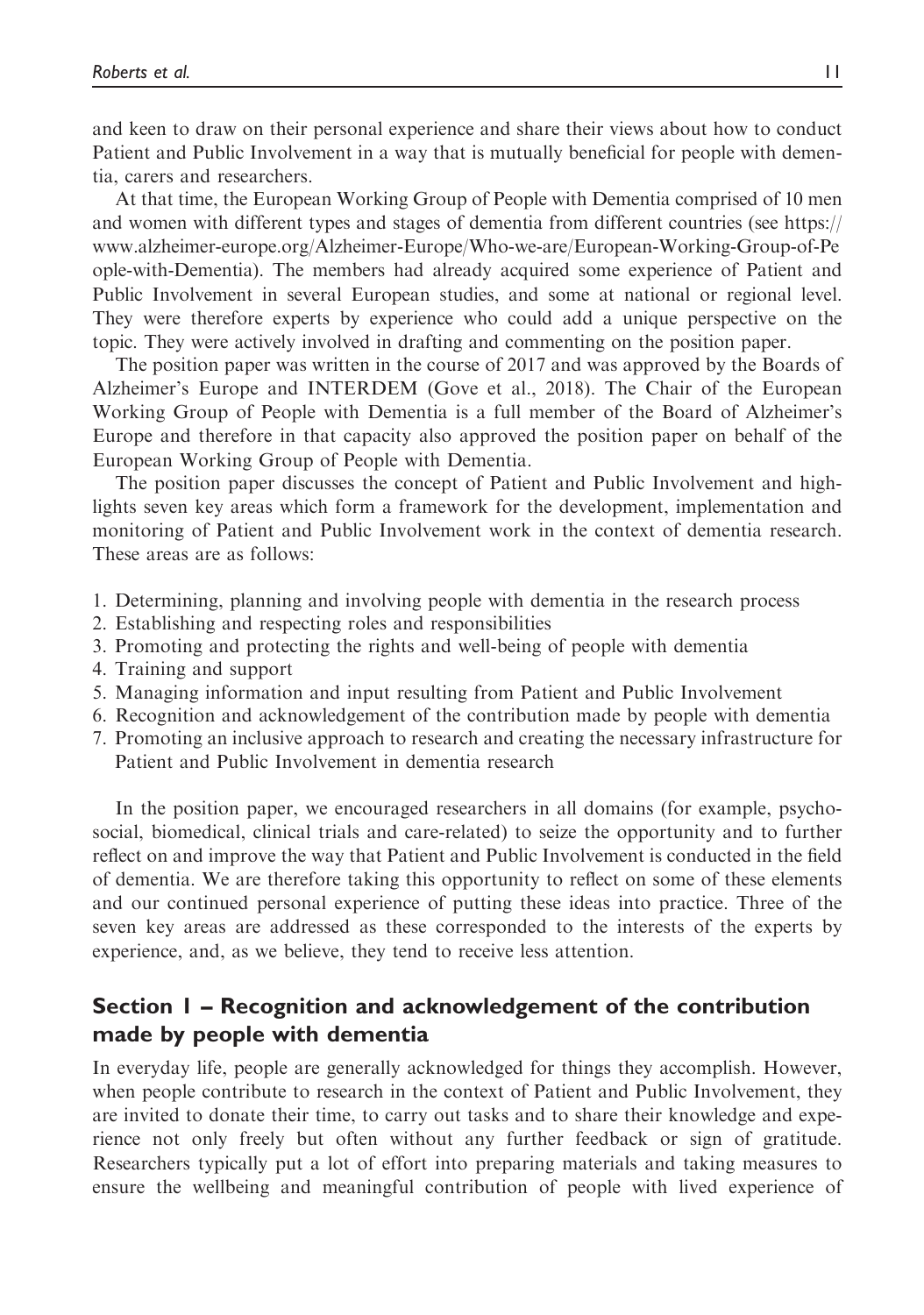and keen to draw on their personal experience and share their views about how to conduct Patient and Public Involvement in a way that is mutually beneficial for people with dementia, carers and researchers.

At that time, the European Working Group of People with Dementia comprised of 10 men and women with different types and stages of dementia from different countries (see https://www.alzheimer-europe.org/Alzheimer-Europe/Who-we-are/European-Working-Group-of-People-with-Dementia). The members had already acquired some experience of Patient and Public Involvement in several European studies, and some at national or regional level. They were therefore experts by experience who could add a unique perspective on the topic. They were actively involved in drafting and commenting on the position paper.

The position paper was written in the course of 2017 and was approved by the Boards of Alzheimer's Europe and INTERDEM (Gove et al., 2018). The Chair of the European Working Group of People with Dementia is a full member of the Board of Alzheimer's Europe and therefore in that capacity also approved the position paper on behalf of the European Working Group of People with Dementia.

The position paper discusses the concept of Patient and Public Involvement and highlights seven key areas which form a framework for the development, implementation and monitoring of Patient and Public Involvement work in the context of dementia research. These areas are as follows:

1. Determining, planning and involving people with dementia in the research process
2. Establishing and respecting roles and responsibilities
3. Promoting and protecting the rights and well-being of people with dementia
4. Training and support
5. Managing information and input resulting from Patient and Public Involvement
6. Recognition and acknowledgement of the contribution made by people with dementia
7. Promoting an inclusive approach to research and creating the necessary infrastructure for Patient and Public Involvement in dementia research

In the position paper, we encouraged researchers in all domains (for example, psychosocial, biomedical, clinical trials and care-related) to seize the opportunity and to further reflect on and improve the way that Patient and Public Involvement is conducted in the field of dementia. We are therefore taking this opportunity to reflect on some of these elements and our continued personal experience of putting these ideas into practice. Three of the seven key areas are addressed as these corresponded to the interests of the experts by experience, and, as we believe, they tend to receive less attention.

## Section 1 – Recognition and acknowledgement of the contribution made by people with dementia

In everyday life, people are generally acknowledged for things they accomplish. However, when people contribute to research in the context of Patient and Public Involvement, they are invited to donate their time, to carry out tasks and to share their knowledge and experience not only freely but often without any further feedback or sign of gratitude. Researchers typically put a lot of effort into preparing materials and taking measures to ensure the wellbeing and meaningful contribution of people with lived experience of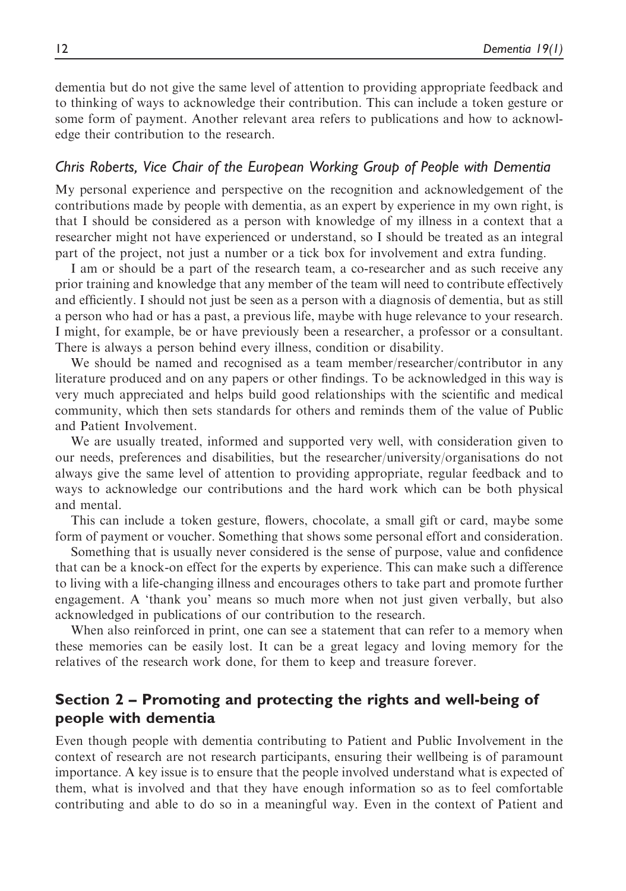dementia but do not give the same level of attention to providing appropriate feedback and to thinking of ways to acknowledge their contribution. This can include a token gesture or some form of payment. Another relevant area refers to publications and how to acknowledge their contribution to the research.

### *Chris Roberts, Vice Chair of the European Working Group of People with Dementia*

My personal experience and perspective on the recognition and acknowledgement of the contributions made by people with dementia, as an expert by experience in my own right, is that I should be considered as a person with knowledge of my illness in a context that a researcher might not have experienced or understand, so I should be treated as an integral part of the project, not just a number or a tick box for involvement and extra funding.

I am or should be a part of the research team, a co-researcher and as such receive any prior training and knowledge that any member of the team will need to contribute effectively and efficiently. I should not just be seen as a person with a diagnosis of dementia, but as still a person who had or has a past, a previous life, maybe with huge relevance to your research. I might, for example, be or have previously been a researcher, a professor or a consultant. There is always a person behind every illness, condition or disability.

We should be named and recognised as a team member/researcher/contributor in any literature produced and on any papers or other findings. To be acknowledged in this way is very much appreciated and helps build good relationships with the scientific and medical community, which then sets standards for others and reminds them of the value of Public and Patient Involvement.

We are usually treated, informed and supported very well, with consideration given to our needs, preferences and disabilities, but the researcher/university/organisations do not always give the same level of attention to providing appropriate, regular feedback and to ways to acknowledge our contributions and the hard work which can be both physical and mental.

This can include a token gesture, flowers, chocolate, a small gift or card, maybe some form of payment or voucher. Something that shows some personal effort and consideration.

Something that is usually never considered is the sense of purpose, value and confidence that can be a knock-on effect for the experts by experience. This can make such a difference to living with a life-changing illness and encourages others to take part and promote further engagement. A 'thank you' means so much more when not just given verbally, but also acknowledged in publications of our contribution to the research.

When also reinforced in print, one can see a statement that can refer to a memory when these memories can be easily lost. It can be a great legacy and loving memory for the relatives of the research work done, for them to keep and treasure forever.

## Section 2 – Promoting and protecting the rights and well-being of people with dementia

Even though people with dementia contributing to Patient and Public Involvement in the context of research are not research participants, ensuring their wellbeing is of paramount importance. A key issue is to ensure that the people involved understand what is expected of them, what is involved and that they have enough information so as to feel comfortable contributing and able to do so in a meaningful way. Even in the context of Patient and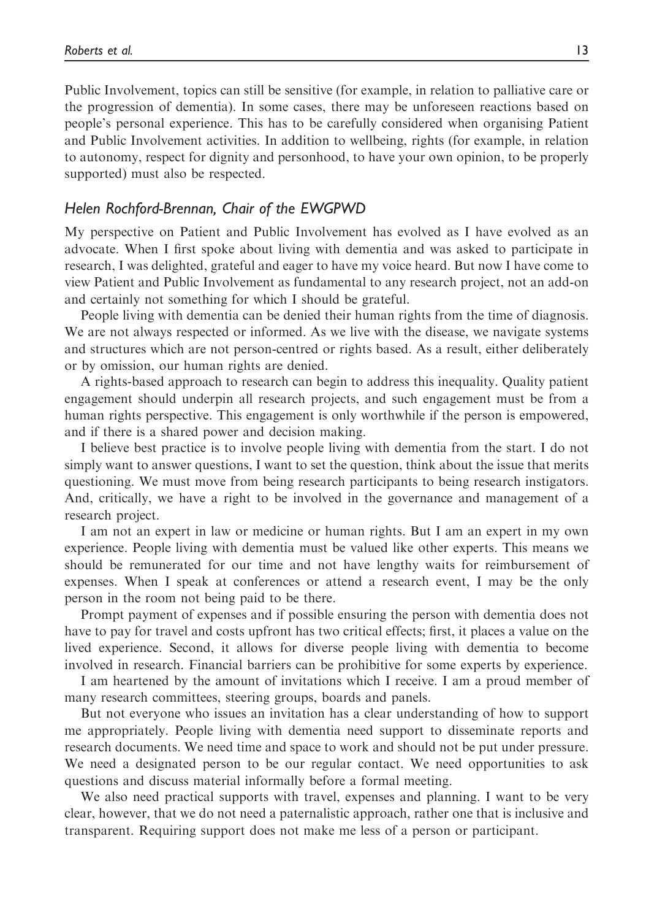Public Involvement, topics can still be sensitive (for example, in relation to palliative care or the progression of dementia). In some cases, there may be unforeseen reactions based on people's personal experience. This has to be carefully considered when organising Patient and Public Involvement activities. In addition to wellbeing, rights (for example, in relation to autonomy, respect for dignity and personhood, to have your own opinion, to be properly supported) must also be respected.

### *Helen Rochford-Brennan, Chair of the EWGPWD*

My perspective on Patient and Public Involvement has evolved as I have evolved as an advocate. When I first spoke about living with dementia and was asked to participate in research, I was delighted, grateful and eager to have my voice heard. But now I have come to view Patient and Public Involvement as fundamental to any research project, not an add-on and certainly not something for which I should be grateful.

People living with dementia can be denied their human rights from the time of diagnosis. We are not always respected or informed. As we live with the disease, we navigate systems and structures which are not person-centred or rights based. As a result, either deliberately or by omission, our human rights are denied.

A rights-based approach to research can begin to address this inequality. Quality patient engagement should underpin all research projects, and such engagement must be from a human rights perspective. This engagement is only worthwhile if the person is empowered, and if there is a shared power and decision making.

I believe best practice is to involve people living with dementia from the start. I do not simply want to answer questions, I want to set the question, think about the issue that merits questioning. We must move from being research participants to being research instigators. And, critically, we have a right to be involved in the governance and management of a research project.

I am not an expert in law or medicine or human rights. But I am an expert in my own experience. People living with dementia must be valued like other experts. This means we should be remunerated for our time and not have lengthy waits for reimbursement of expenses. When I speak at conferences or attend a research event, I may be the only person in the room not being paid to be there.

Prompt payment of expenses and if possible ensuring the person with dementia does not have to pay for travel and costs upfront has two critical effects; first, it places a value on the lived experience. Second, it allows for diverse people living with dementia to become involved in research. Financial barriers can be prohibitive for some experts by experience.

I am heartened by the amount of invitations which I receive. I am a proud member of many research committees, steering groups, boards and panels.

But not everyone who issues an invitation has a clear understanding of how to support me appropriately. People living with dementia need support to disseminate reports and research documents. We need time and space to work and should not be put under pressure. We need a designated person to be our regular contact. We need opportunities to ask questions and discuss material informally before a formal meeting.

We also need practical supports with travel, expenses and planning. I want to be very clear, however, that we do not need a paternalistic approach, rather one that is inclusive and transparent. Requiring support does not make me less of a person or participant.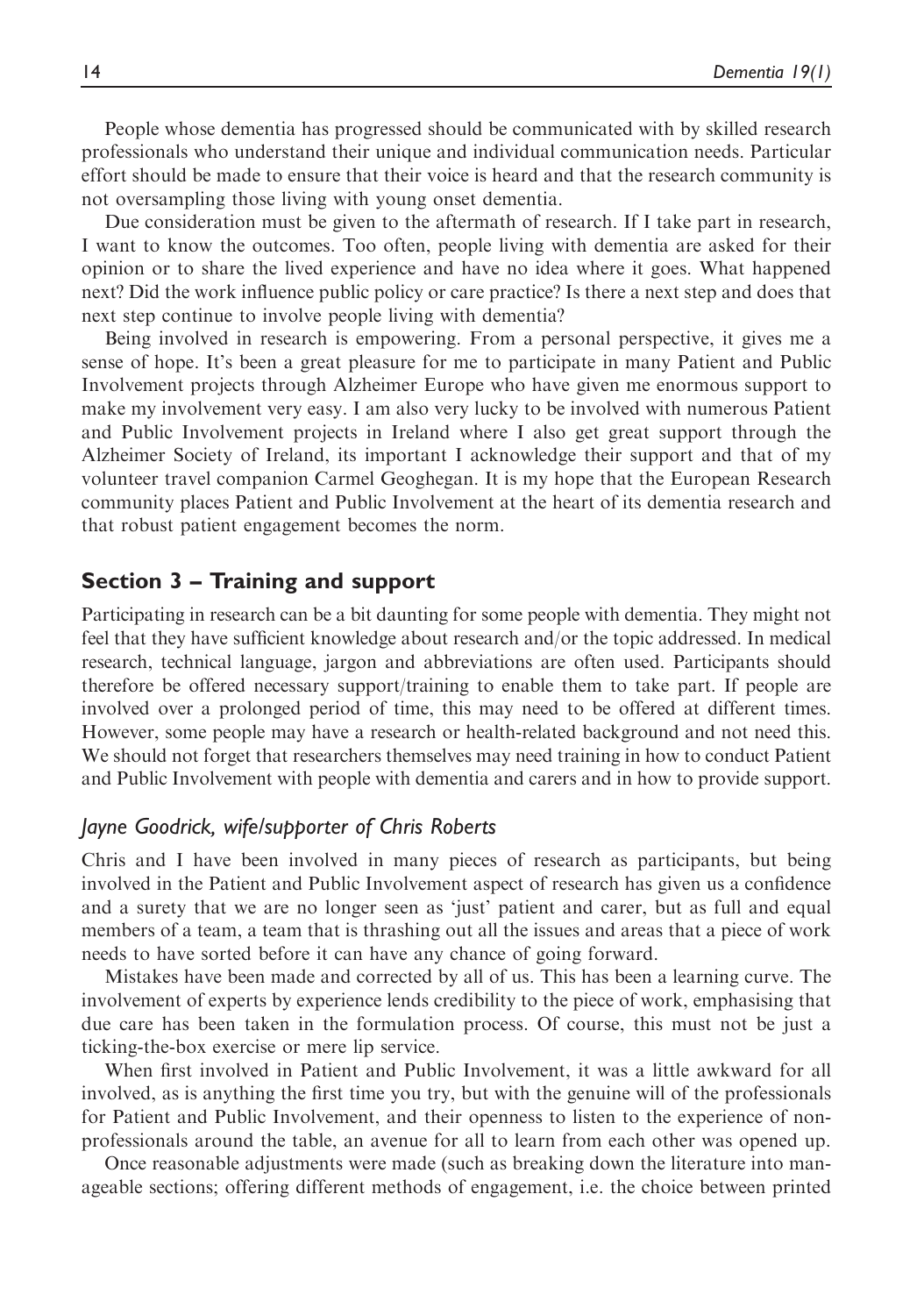People whose dementia has progressed should be communicated with by skilled research professionals who understand their unique and individual communication needs. Particular effort should be made to ensure that their voice is heard and that the research community is not oversampling those living with young onset dementia.

Due consideration must be given to the aftermath of research. If I take part in research, I want to know the outcomes. Too often, people living with dementia are asked for their opinion or to share the lived experience and have no idea where it goes. What happened next? Did the work influence public policy or care practice? Is there a next step and does that next step continue to involve people living with dementia?

Being involved in research is empowering. From a personal perspective, it gives me a sense of hope. It's been a great pleasure for me to participate in many Patient and Public Involvement projects through Alzheimer Europe who have given me enormous support to make my involvement very easy. I am also very lucky to be involved with numerous Patient and Public Involvement projects in Ireland where I also get great support through the Alzheimer Society of Ireland, its important I acknowledge their support and that of my volunteer travel companion Carmel Geoghegan. It is my hope that the European Research community places Patient and Public Involvement at the heart of its dementia research and that robust patient engagement becomes the norm.

## Section 3 – Training and support

Participating in research can be a bit daunting for some people with dementia. They might not feel that they have sufficient knowledge about research and/or the topic addressed. In medical research, technical language, jargon and abbreviations are often used. Participants should therefore be offered necessary support/training to enable them to take part. If people are involved over a prolonged period of time, this may need to be offered at different times. However, some people may have a research or health-related background and not need this. We should not forget that researchers themselves may need training in how to conduct Patient and Public Involvement with people with dementia and carers and in how to provide support.

### *Jayne Goodrick, wife/supporter of Chris Roberts*

Chris and I have been involved in many pieces of research as participants, but being involved in the Patient and Public Involvement aspect of research has given us a confidence and a surety that we are no longer seen as 'just' patient and carer, but as full and equal members of a team, a team that is thrashing out all the issues and areas that a piece of work needs to have sorted before it can have any chance of going forward.

Mistakes have been made and corrected by all of us. This has been a learning curve. The involvement of experts by experience lends credibility to the piece of work, emphasising that due care has been taken in the formulation process. Of course, this must not be just a ticking-the-box exercise or mere lip service.

When first involved in Patient and Public Involvement, it was a little awkward for all involved, as is anything the first time you try, but with the genuine will of the professionals for Patient and Public Involvement, and their openness to listen to the experience of non-professionals around the table, an avenue for all to learn from each other was opened up.

Once reasonable adjustments were made (such as breaking down the literature into manageable sections; offering different methods of engagement, i.e. the choice between printed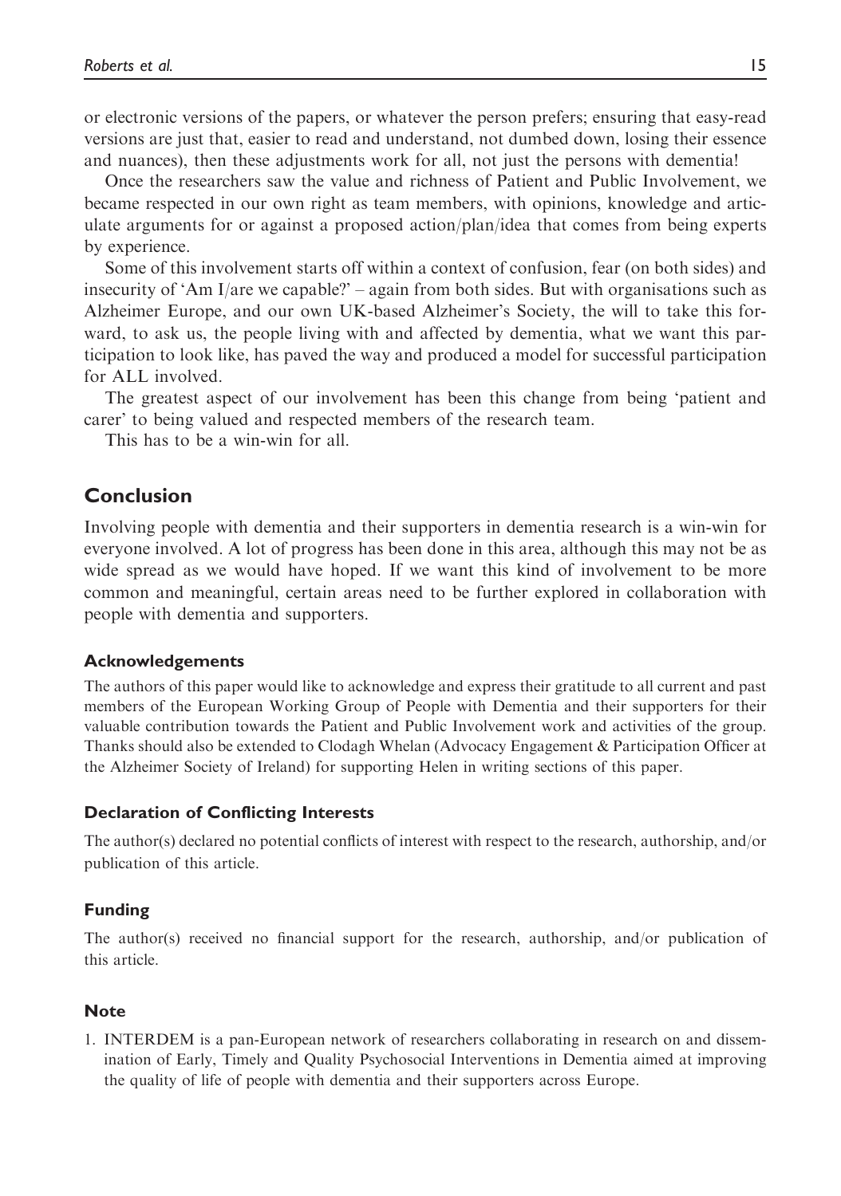or electronic versions of the papers, or whatever the person prefers; ensuring that easy-read versions are just that, easier to read and understand, not dumbed down, losing their essence and nuances), then these adjustments work for all, not just the persons with dementia!

Once the researchers saw the value and richness of Patient and Public Involvement, we became respected in our own right as team members, with opinions, knowledge and articulate arguments for or against a proposed action/plan/idea that comes from being experts by experience.

Some of this involvement starts off within a context of confusion, fear (on both sides) and insecurity of 'Am I/are we capable?' – again from both sides. But with organisations such as Alzheimer Europe, and our own UK-based Alzheimer's Society, the will to take this forward, to ask us, the people living with and affected by dementia, what we want this participation to look like, has paved the way and produced a model for successful participation for ALL involved.

The greatest aspect of our involvement has been this change from being 'patient and carer' to being valued and respected members of the research team.

This has to be a win-win for all.

## Conclusion

Involving people with dementia and their supporters in dementia research is a win-win for everyone involved. A lot of progress has been done in this area, although this may not be as wide spread as we would have hoped. If we want this kind of involvement to be more common and meaningful, certain areas need to be further explored in collaboration with people with dementia and supporters.

### Acknowledgements

The authors of this paper would like to acknowledge and express their gratitude to all current and past members of the European Working Group of People with Dementia and their supporters for their valuable contribution towards the Patient and Public Involvement work and activities of the group. Thanks should also be extended to Clodagh Whelan (Advocacy Engagement & Participation Officer at the Alzheimer Society of Ireland) for supporting Helen in writing sections of this paper.

### Declaration of Conflicting Interests

The author(s) declared no potential conflicts of interest with respect to the research, authorship, and/or publication of this article.

### Funding

The author(s) received no financial support for the research, authorship, and/or publication of this article.

### Note

1. INTERDEM is a pan-European network of researchers collaborating in research on and dissemination of Early, Timely and Quality Psychosocial Interventions in Dementia aimed at improving the quality of life of people with dementia and their supporters across Europe.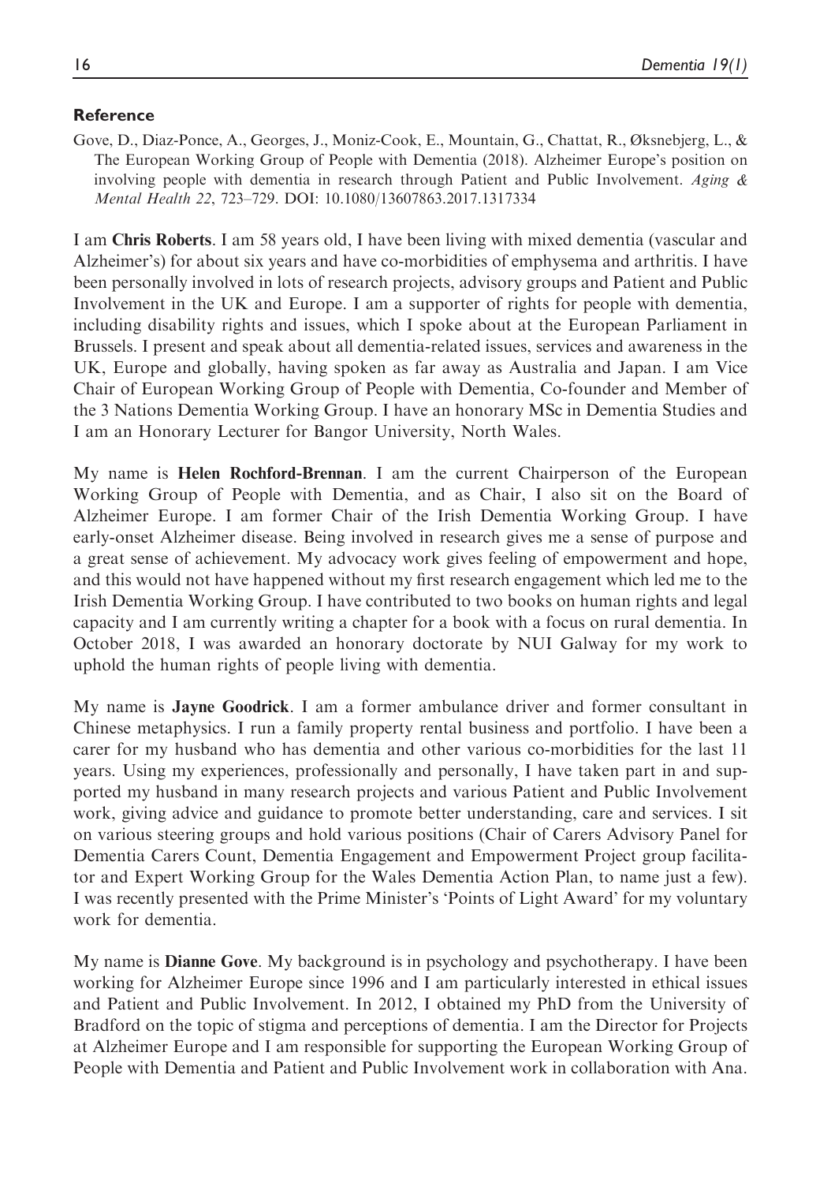### Reference

Gove, D., Diaz-Ponce, A., Georges, J., Moniz-Cook, E., Mountain, G., Chattat, R., Øksnebjerg, L., & The European Working Group of People with Dementia (2018). Alzheimer Europe's position on involving people with dementia in research through Patient and Public Involvement. *Aging & Mental Health 22*, 723–729. DOI: 10.1080/13607863.2017.1317334

I am **Chris Roberts**. I am 58 years old, I have been living with mixed dementia (vascular and Alzheimer's) for about six years and have co-morbidities of emphysema and arthritis. I have been personally involved in lots of research projects, advisory groups and Patient and Public Involvement in the UK and Europe. I am a supporter of rights for people with dementia, including disability rights and issues, which I spoke about at the European Parliament in Brussels. I present and speak about all dementia-related issues, services and awareness in the UK, Europe and globally, having spoken as far away as Australia and Japan. I am Vice Chair of European Working Group of People with Dementia, Co-founder and Member of the 3 Nations Dementia Working Group. I have an honorary MSc in Dementia Studies and I am an Honorary Lecturer for Bangor University, North Wales.

My name is **Helen Rochford-Brennan**. I am the current Chairperson of the European Working Group of People with Dementia, and as Chair, I also sit on the Board of Alzheimer Europe. I am former Chair of the Irish Dementia Working Group. I have early-onset Alzheimer disease. Being involved in research gives me a sense of purpose and a great sense of achievement. My advocacy work gives feeling of empowerment and hope, and this would not have happened without my first research engagement which led me to the Irish Dementia Working Group. I have contributed to two books on human rights and legal capacity and I am currently writing a chapter for a book with a focus on rural dementia. In October 2018, I was awarded an honorary doctorate by NUI Galway for my work to uphold the human rights of people living with dementia.

My name is **Jayne Goodrick**. I am a former ambulance driver and former consultant in Chinese metaphysics. I run a family property rental business and portfolio. I have been a carer for my husband who has dementia and other various co-morbidities for the last 11 years. Using my experiences, professionally and personally, I have taken part in and supported my husband in many research projects and various Patient and Public Involvement work, giving advice and guidance to promote better understanding, care and services. I sit on various steering groups and hold various positions (Chair of Carers Advisory Panel for Dementia Carers Count, Dementia Engagement and Empowerment Project group facilitator and Expert Working Group for the Wales Dementia Action Plan, to name just a few). I was recently presented with the Prime Minister's 'Points of Light Award' for my voluntary work for dementia.

My name is **Dianne Gove**. My background is in psychology and psychotherapy. I have been working for Alzheimer Europe since 1996 and I am particularly interested in ethical issues and Patient and Public Involvement. In 2012, I obtained my PhD from the University of Bradford on the topic of stigma and perceptions of dementia. I am the Director for Projects at Alzheimer Europe and I am responsible for supporting the European Working Group of People with Dementia and Patient and Public Involvement work in collaboration with Ana.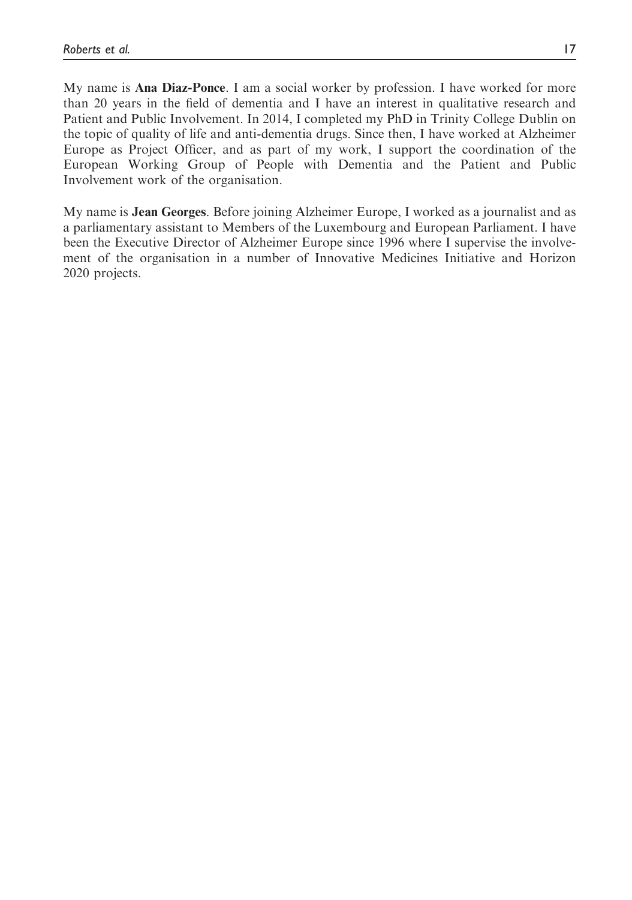My name is **Ana Diaz-Ponce**. I am a social worker by profession. I have worked for more than 20 years in the field of dementia and I have an interest in qualitative research and Patient and Public Involvement. In 2014, I completed my PhD in Trinity College Dublin on the topic of quality of life and anti-dementia drugs. Since then, I have worked at Alzheimer Europe as Project Officer, and as part of my work, I support the coordination of the European Working Group of People with Dementia and the Patient and Public Involvement work of the organisation.

My name is **Jean Georges**. Before joining Alzheimer Europe, I worked as a journalist and as a parliamentary assistant to Members of the Luxembourg and European Parliament. I have been the Executive Director of Alzheimer Europe since 1996 where I supervise the involvement of the organisation in a number of Innovative Medicines Initiative and Horizon 2020 projects.